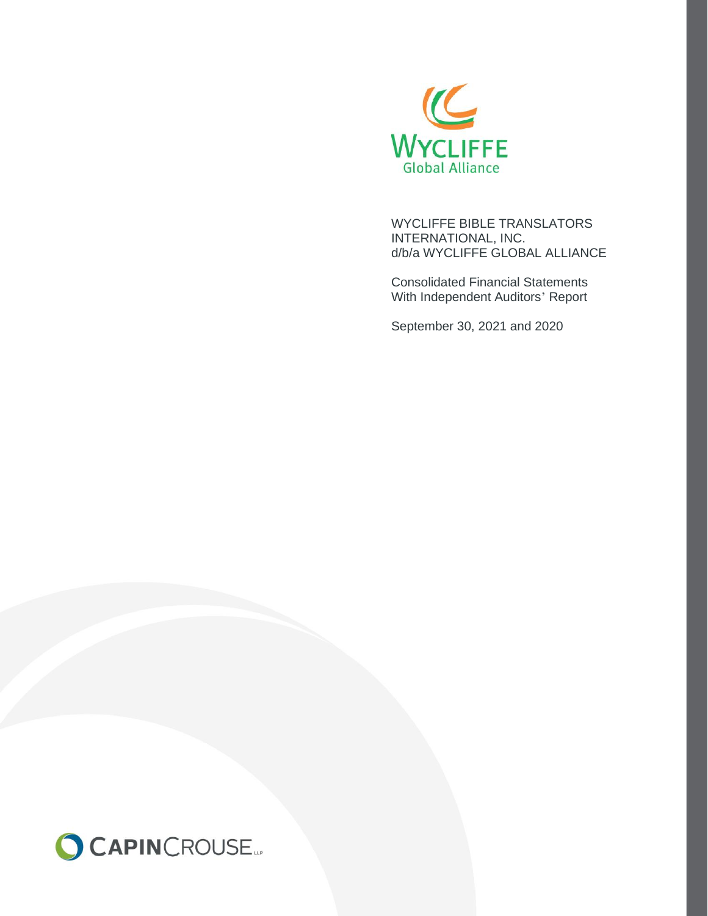WYCLIFFE
Global Alliance

WYCLIFFE BIBLE TRANSLATORS
INTERNATIONAL, INC.
d/b/a WYCLIFFE GLOBAL ALLIANCE

Consolidated Financial Statements
With Independent Auditors' Report

September 30, 2021 and 2020

CAPINCROUSE LLP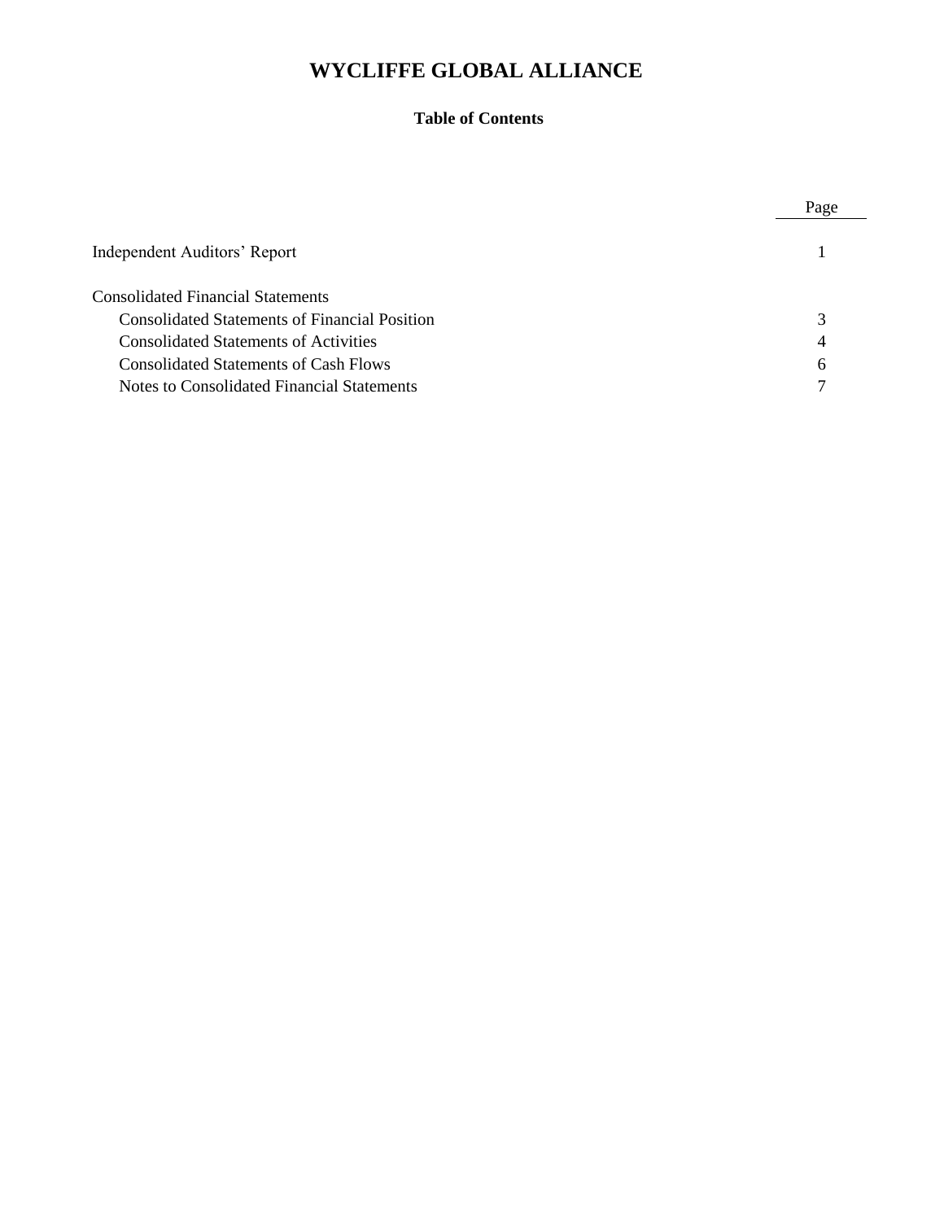# WYCLIFFE GLOBAL ALLIANCE

## Table of Contents

| | Page |
|---|---|
| Independent Auditors' Report | 1 |
| Consolidated Financial Statements | |
| Consolidated Statements of Financial Position | 3 |
| Consolidated Statements of Activities | 4 |
| Consolidated Statements of Cash Flows | 6 |
| Notes to Consolidated Financial Statements | 7 |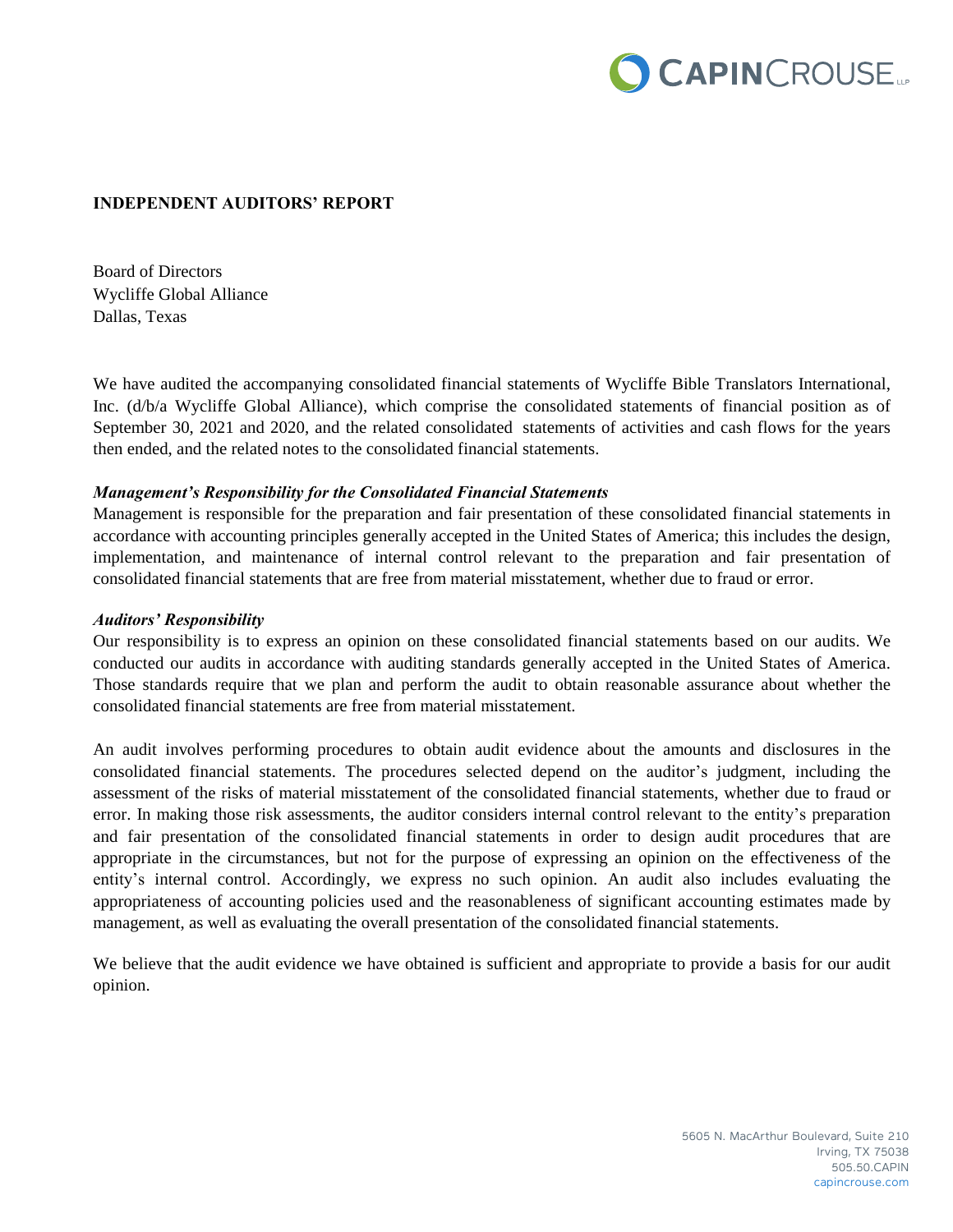## INDEPENDENT AUDITORS' REPORT

Board of Directors
Wycliffe Global Alliance
Dallas, Texas

We have audited the accompanying consolidated financial statements of Wycliffe Bible Translators International, Inc. (d/b/a Wycliffe Global Alliance), which comprise the consolidated statements of financial position as of September 30, 2021 and 2020, and the related consolidated statements of activities and cash flows for the years then ended, and the related notes to the consolidated financial statements.

### *Management's Responsibility for the Consolidated Financial Statements*

Management is responsible for the preparation and fair presentation of these consolidated financial statements in accordance with accounting principles generally accepted in the United States of America; this includes the design, implementation, and maintenance of internal control relevant to the preparation and fair presentation of consolidated financial statements that are free from material misstatement, whether due to fraud or error.

### *Auditors' Responsibility*

Our responsibility is to express an opinion on these consolidated financial statements based on our audits. We conducted our audits in accordance with auditing standards generally accepted in the United States of America. Those standards require that we plan and perform the audit to obtain reasonable assurance about whether the consolidated financial statements are free from material misstatement.

An audit involves performing procedures to obtain audit evidence about the amounts and disclosures in the consolidated financial statements. The procedures selected depend on the auditor's judgment, including the assessment of the risks of material misstatement of the consolidated financial statements, whether due to fraud or error. In making those risk assessments, the auditor considers internal control relevant to the entity's preparation and fair presentation of the consolidated financial statements in order to design audit procedures that are appropriate in the circumstances, but not for the purpose of expressing an opinion on the effectiveness of the entity's internal control. Accordingly, we express no such opinion. An audit also includes evaluating the appropriateness of accounting policies used and the reasonableness of significant accounting estimates made by management, as well as evaluating the overall presentation of the consolidated financial statements.

We believe that the audit evidence we have obtained is sufficient and appropriate to provide a basis for our audit opinion.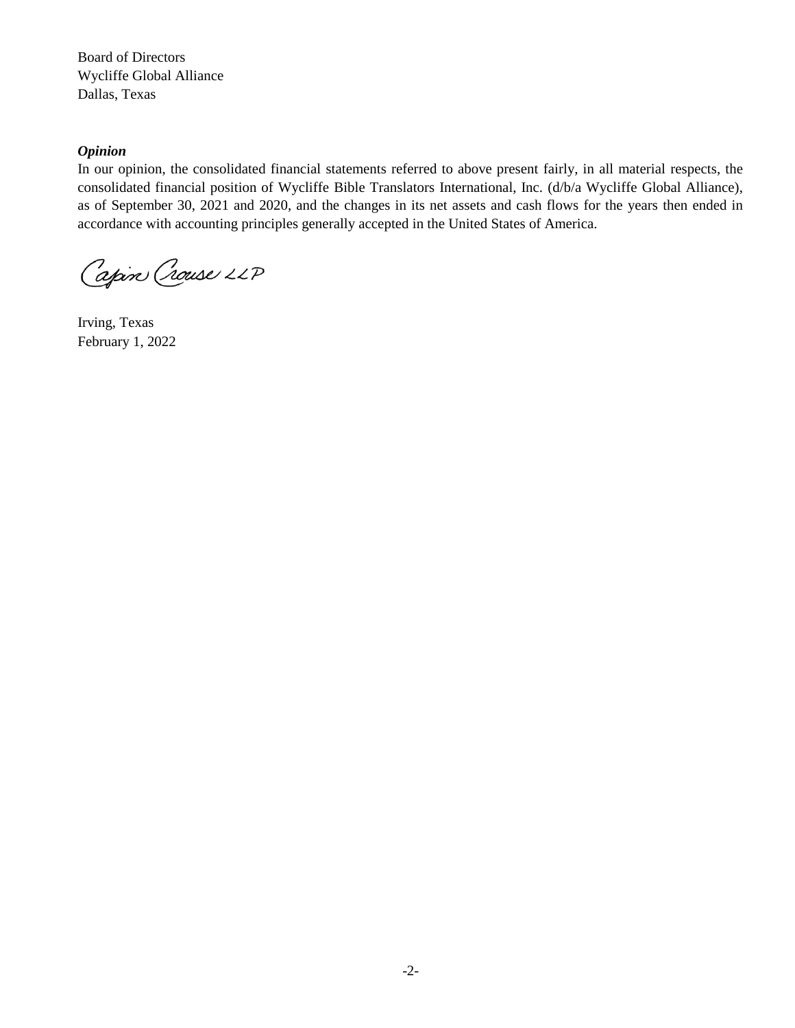Board of Directors
Wycliffe Global Alliance
Dallas, Texas

***Opinion***

In our opinion, the consolidated financial statements referred to above present fairly, in all material respects, the consolidated financial position of Wycliffe Bible Translators International, Inc. (d/b/a Wycliffe Global Alliance), as of September 30, 2021 and 2020, and the changes in its net assets and cash flows for the years then ended in accordance with accounting principles generally accepted in the United States of America.

Capin Crouse LLP

Irving, Texas
February 1, 2022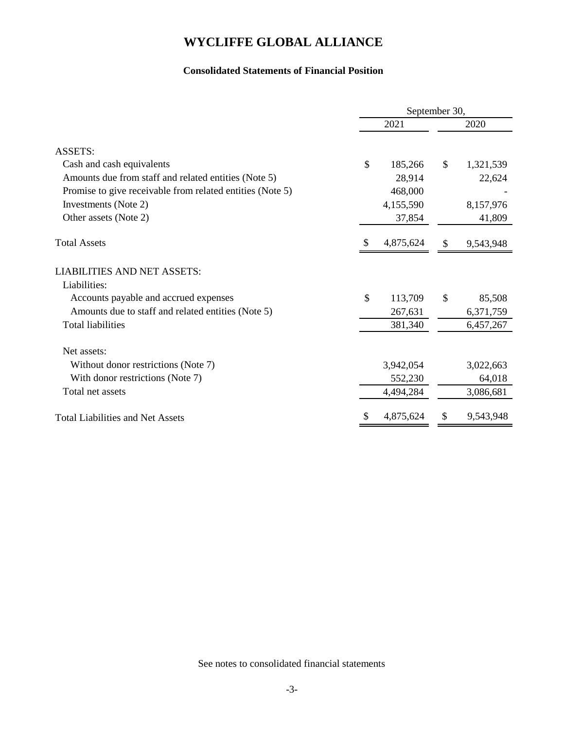# WYCLIFFE GLOBAL ALLIANCE

## Consolidated Statements of Financial Position

| | September 30, | |
|---|---|---|
| | 2021 | 2020 |
| **ASSETS:** | | |
| Cash and cash equivalents | $ 185,266 | $ 1,321,539 |
| Amounts due from staff and related entities (Note 5) | 28,914 | 22,624 |
| Promise to give receivable from related entities (Note 5) | 468,000 | - |
| Investments (Note 2) | 4,155,590 | 8,157,976 |
| Other assets (Note 2) | 37,854 | 41,809 |
| Total Assets | $ 4,875,624 | $ 9,543,948 |
| **LIABILITIES AND NET ASSETS:** | | |
| Liabilities: | | |
| Accounts payable and accrued expenses | $ 113,709 | $ 85,508 |
| Amounts due to staff and related entities (Note 5) | 267,631 | 6,371,759 |
| Total liabilities | 381,340 | 6,457,267 |
| Net assets: | | |
| Without donor restrictions (Note 7) | 3,942,054 | 3,022,663 |
| With donor restrictions (Note 7) | 552,230 | 64,018 |
| Total net assets | 4,494,284 | 3,086,681 |
| Total Liabilities and Net Assets | $ 4,875,624 | $ 9,543,948 |

See notes to consolidated financial statements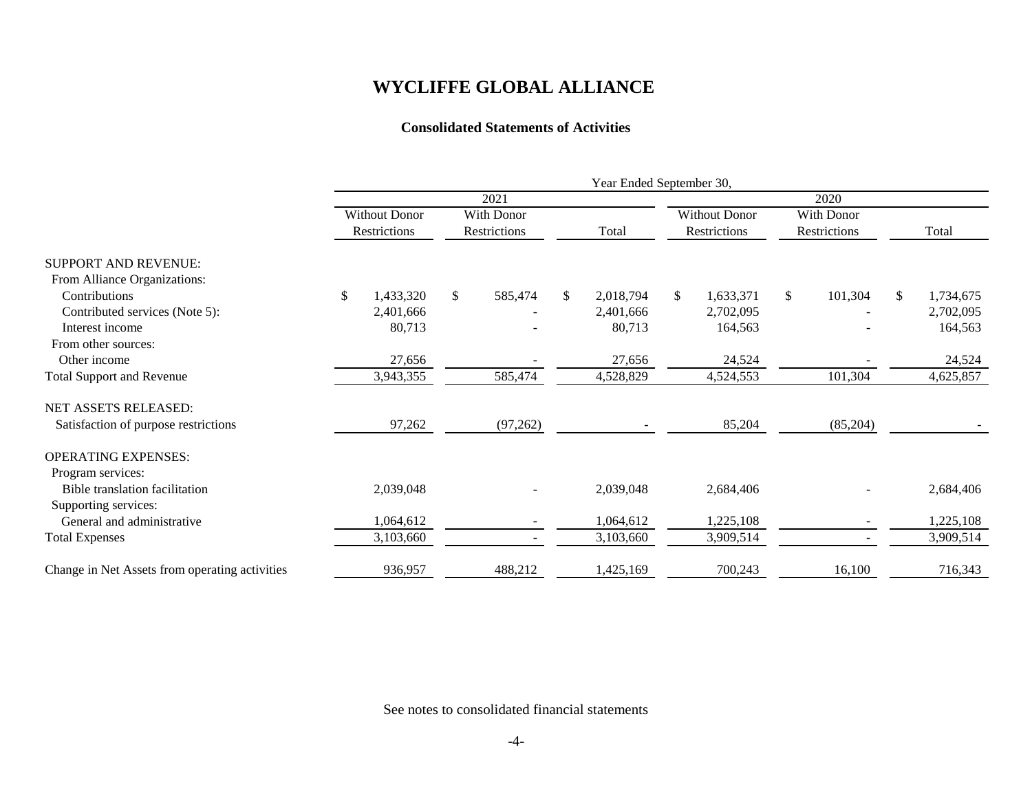# WYCLIFFE GLOBAL ALLIANCE

## Consolidated Statements of Activities

| | Year Ended September 30, | | | | | |
|---|---|---|---|---|---|---|
| | 2021 | | | 2020 | | |
| | Without Donor Restrictions | With Donor Restrictions | Total | Without Donor Restrictions | With Donor Restrictions | Total |
| SUPPORT AND REVENUE: | | | | | | |
| From Alliance Organizations: | | | | | | |
| Contributions | $ 1,433,320 | $ 585,474 | $ 2,018,794 | $ 1,633,371 | $ 101,304 | $ 1,734,675 |
| Contributed services (Note 5): | 2,401,666 | - | 2,401,666 | 2,702,095 | - | 2,702,095 |
| Interest income | 80,713 | - | 80,713 | 164,563 | - | 164,563 |
| From other sources: | | | | | | |
| Other income | 27,656 | - | 27,656 | 24,524 | - | 24,524 |
| Total Support and Revenue | 3,943,355 | 585,474 | 4,528,829 | 4,524,553 | 101,304 | 4,625,857 |
| NET ASSETS RELEASED: | | | | | | |
| Satisfaction of purpose restrictions | 97,262 | (97,262) | - | 85,204 | (85,204) | - |
| OPERATING EXPENSES: | | | | | | |
| Program services: | | | | | | |
| Bible translation facilitation | 2,039,048 | - | 2,039,048 | 2,684,406 | - | 2,684,406 |
| Supporting services: | | | | | | |
| General and administrative | 1,064,612 | - | 1,064,612 | 1,225,108 | - | 1,225,108 |
| Total Expenses | 3,103,660 | - | 3,103,660 | 3,909,514 | - | 3,909,514 |
| Change in Net Assets from operating activities | 936,957 | 488,212 | 1,425,169 | 700,243 | 16,100 | 716,343 |

See notes to consolidated financial statements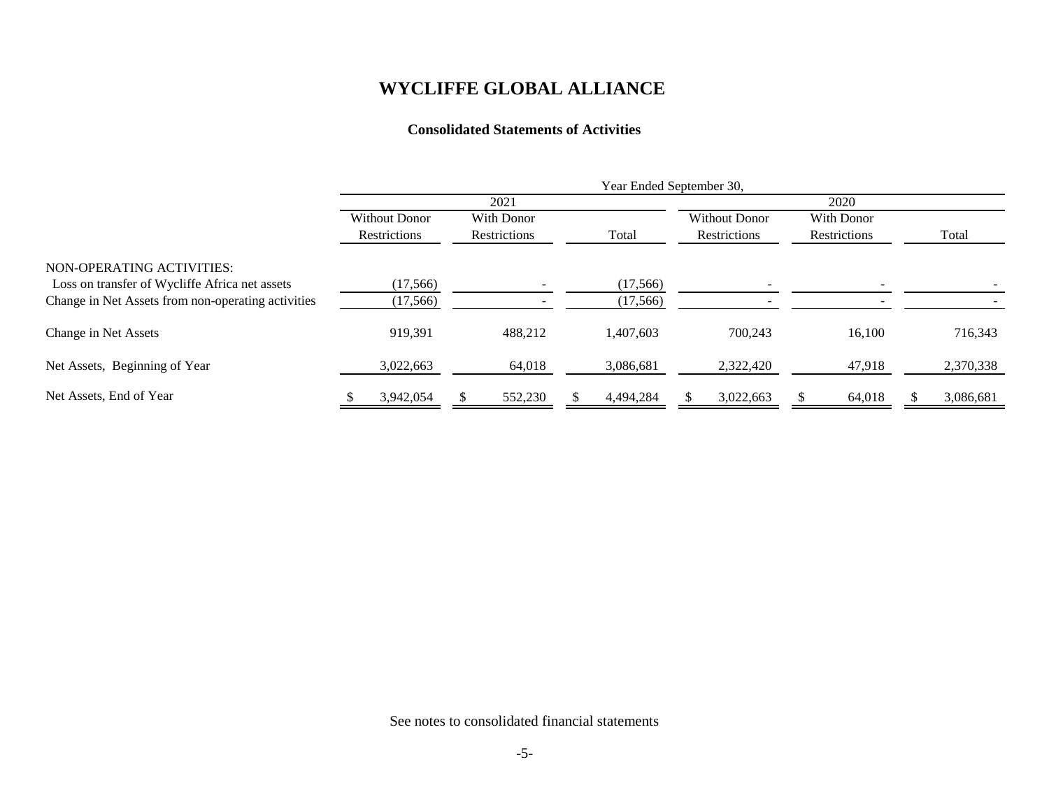# WYCLIFFE GLOBAL ALLIANCE

## Consolidated Statements of Activities

| | Year Ended September 30, | | | | | |
|---|---|---|---|---|---|---|
| | 2021 | | | 2020 | | |
| | Without Donor Restrictions | With Donor Restrictions | Total | Without Donor Restrictions | With Donor Restrictions | Total |
| NON-OPERATING ACTIVITIES: | | | | | | |
| Loss on transfer of Wycliffe Africa net assets | (17,566) | - | (17,566) | - | - | - |
| Change in Net Assets from non-operating activities | (17,566) | - | (17,566) | - | - | - |
| Change in Net Assets | 919,391 | 488,212 | 1,407,603 | 700,243 | 16,100 | 716,343 |
| Net Assets, Beginning of Year | 3,022,663 | 64,018 | 3,086,681 | 2,322,420 | 47,918 | 2,370,338 |
| Net Assets, End of Year | $ 3,942,054 | $ 552,230 | $ 4,494,284 | $ 3,022,663 | $ 64,018 | $ 3,086,681 |

See notes to consolidated financial statements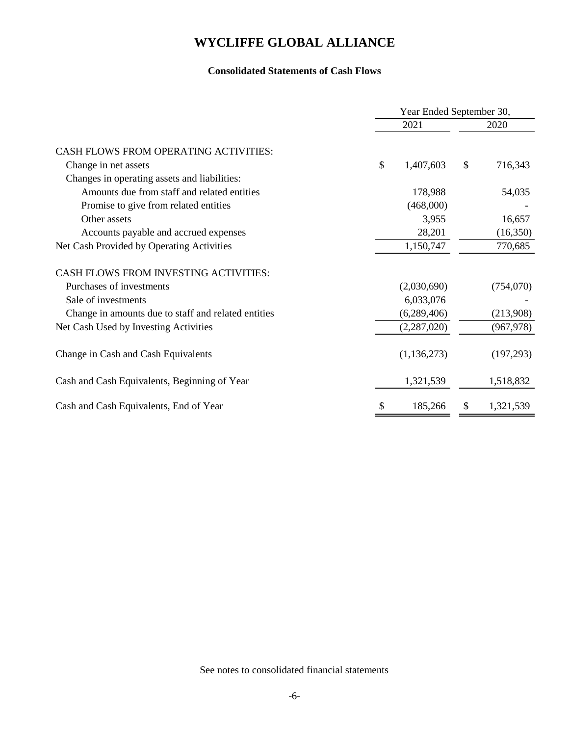# WYCLIFFE GLOBAL ALLIANCE

## Consolidated Statements of Cash Flows

| | Year Ended September 30, | |
|---|---|---|
| | 2021 | 2020 |
| CASH FLOWS FROM OPERATING ACTIVITIES: | | |
| Change in net assets | $ 1,407,603 | $ 716,343 |
| Changes in operating assets and liabilities: | | |
| Amounts due from staff and related entities | 178,988 | 54,035 |
| Promise to give from related entities | (468,000) | - |
| Other assets | 3,955 | 16,657 |
| Accounts payable and accrued expenses | 28,201 | (16,350) |
| Net Cash Provided by Operating Activities | 1,150,747 | 770,685 |
| CASH FLOWS FROM INVESTING ACTIVITIES: | | |
| Purchases of investments | (2,030,690) | (754,070) |
| Sale of investments | 6,033,076 | - |
| Change in amounts due to staff and related entities | (6,289,406) | (213,908) |
| Net Cash Used by Investing Activities | (2,287,020) | (967,978) |
| Change in Cash and Cash Equivalents | (1,136,273) | (197,293) |
| Cash and Cash Equivalents, Beginning of Year | 1,321,539 | 1,518,832 |
| Cash and Cash Equivalents, End of Year | $ 185,266 | $ 1,321,539 |

See notes to consolidated financial statements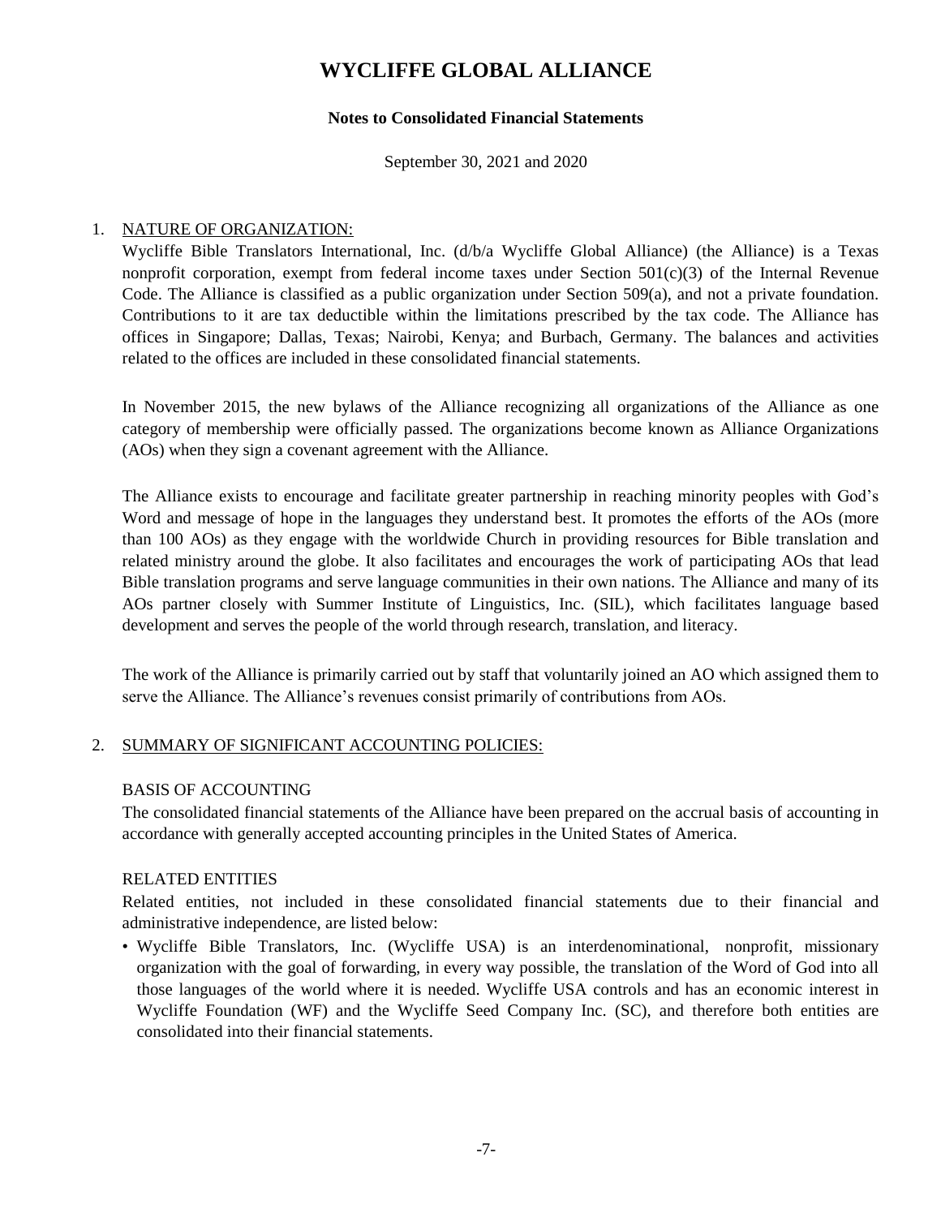# WYCLIFFE GLOBAL ALLIANCE

**Notes to Consolidated Financial Statements**

September 30, 2021 and 2020

1. NATURE OF ORGANIZATION:

   Wycliffe Bible Translators International, Inc. (d/b/a Wycliffe Global Alliance) (the Alliance) is a Texas nonprofit corporation, exempt from federal income taxes under Section 501(c)(3) of the Internal Revenue Code. The Alliance is classified as a public organization under Section 509(a), and not a private foundation. Contributions to it are tax deductible within the limitations prescribed by the tax code. The Alliance has offices in Singapore; Dallas, Texas; Nairobi, Kenya; and Burbach, Germany. The balances and activities related to the offices are included in these consolidated financial statements.

   In November 2015, the new bylaws of the Alliance recognizing all organizations of the Alliance as one category of membership were officially passed. The organizations become known as Alliance Organizations (AOs) when they sign a covenant agreement with the Alliance.

   The Alliance exists to encourage and facilitate greater partnership in reaching minority peoples with God's Word and message of hope in the languages they understand best. It promotes the efforts of the AOs (more than 100 AOs) as they engage with the worldwide Church in providing resources for Bible translation and related ministry around the globe. It also facilitates and encourages the work of participating AOs that lead Bible translation programs and serve language communities in their own nations. The Alliance and many of its AOs partner closely with Summer Institute of Linguistics, Inc. (SIL), which facilitates language based development and serves the people of the world through research, translation, and literacy.

   The work of the Alliance is primarily carried out by staff that voluntarily joined an AO which assigned them to serve the Alliance. The Alliance's revenues consist primarily of contributions from AOs.

2. SUMMARY OF SIGNIFICANT ACCOUNTING POLICIES:

   BASIS OF ACCOUNTING

   The consolidated financial statements of the Alliance have been prepared on the accrual basis of accounting in accordance with generally accepted accounting principles in the United States of America.

   RELATED ENTITIES

   Related entities, not included in these consolidated financial statements due to their financial and administrative independence, are listed below:

   - Wycliffe Bible Translators, Inc. (Wycliffe USA) is an interdenominational, nonprofit, missionary organization with the goal of forwarding, in every way possible, the translation of the Word of God into all those languages of the world where it is needed. Wycliffe USA controls and has an economic interest in Wycliffe Foundation (WF) and the Wycliffe Seed Company Inc. (SC), and therefore both entities are consolidated into their financial statements.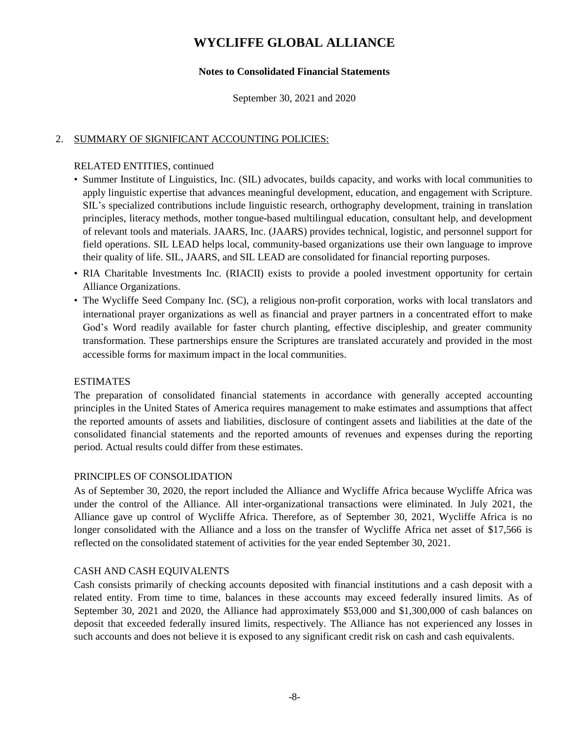# WYCLIFFE GLOBAL ALLIANCE

**Notes to Consolidated Financial Statements**

September 30, 2021 and 2020

## 2. SUMMARY OF SIGNIFICANT ACCOUNTING POLICIES:

RELATED ENTITIES, continued

- Summer Institute of Linguistics, Inc. (SIL) advocates, builds capacity, and works with local communities to apply linguistic expertise that advances meaningful development, education, and engagement with Scripture. SIL's specialized contributions include linguistic research, orthography development, training in translation principles, literacy methods, mother tongue-based multilingual education, consultant help, and development of relevant tools and materials. JAARS, Inc. (JAARS) provides technical, logistic, and personnel support for field operations. SIL LEAD helps local, community-based organizations use their own language to improve their quality of life. SIL, JAARS, and SIL LEAD are consolidated for financial reporting purposes.
- RIA Charitable Investments Inc. (RIACII) exists to provide a pooled investment opportunity for certain Alliance Organizations.
- The Wycliffe Seed Company Inc. (SC), a religious non-profit corporation, works with local translators and international prayer organizations as well as financial and prayer partners in a concentrated effort to make God's Word readily available for faster church planting, effective discipleship, and greater community transformation. These partnerships ensure the Scriptures are translated accurately and provided in the most accessible forms for maximum impact in the local communities.

ESTIMATES

The preparation of consolidated financial statements in accordance with generally accepted accounting principles in the United States of America requires management to make estimates and assumptions that affect the reported amounts of assets and liabilities, disclosure of contingent assets and liabilities at the date of the consolidated financial statements and the reported amounts of revenues and expenses during the reporting period. Actual results could differ from these estimates.

PRINCIPLES OF CONSOLIDATION

As of September 30, 2020, the report included the Alliance and Wycliffe Africa because Wycliffe Africa was under the control of the Alliance. All inter-organizational transactions were eliminated. In July 2021, the Alliance gave up control of Wycliffe Africa. Therefore, as of September 30, 2021, Wycliffe Africa is no longer consolidated with the Alliance and a loss on the transfer of Wycliffe Africa net asset of $17,566 is reflected on the consolidated statement of activities for the year ended September 30, 2021.

CASH AND CASH EQUIVALENTS

Cash consists primarily of checking accounts deposited with financial institutions and a cash deposit with a related entity. From time to time, balances in these accounts may exceed federally insured limits. As of September 30, 2021 and 2020, the Alliance had approximately $53,000 and $1,300,000 of cash balances on deposit that exceeded federally insured limits, respectively. The Alliance has not experienced any losses in such accounts and does not believe it is exposed to any significant credit risk on cash and cash equivalents.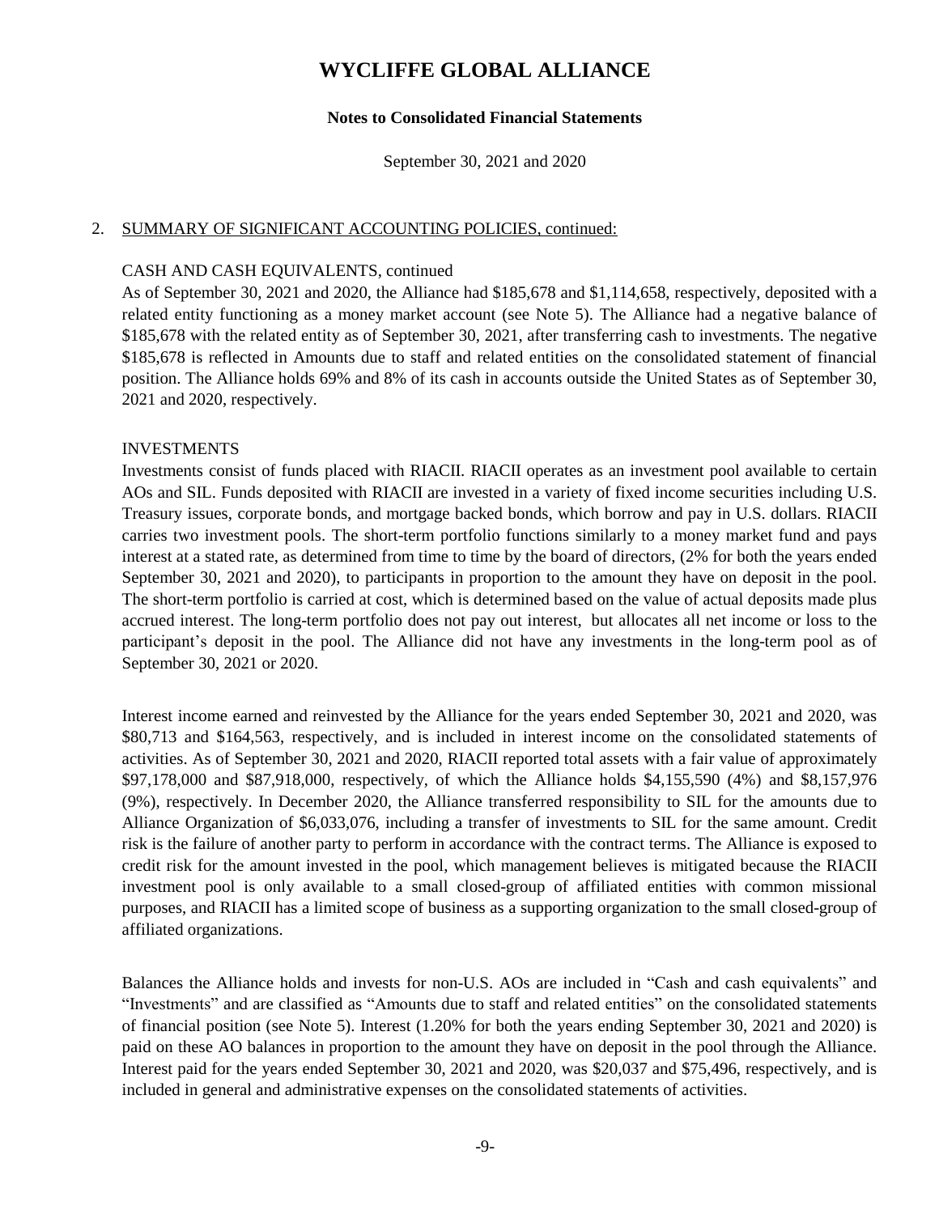# WYCLIFFE GLOBAL ALLIANCE

**Notes to Consolidated Financial Statements**

September 30, 2021 and 2020

2. SUMMARY OF SIGNIFICANT ACCOUNTING POLICIES, continued:

CASH AND CASH EQUIVALENTS, continued

As of September 30, 2021 and 2020, the Alliance had $185,678 and $1,114,658, respectively, deposited with a related entity functioning as a money market account (see Note 5). The Alliance had a negative balance of $185,678 with the related entity as of September 30, 2021, after transferring cash to investments. The negative $185,678 is reflected in Amounts due to staff and related entities on the consolidated statement of financial position. The Alliance holds 69% and 8% of its cash in accounts outside the United States as of September 30, 2021 and 2020, respectively.

INVESTMENTS

Investments consist of funds placed with RIACII. RIACII operates as an investment pool available to certain AOs and SIL. Funds deposited with RIACII are invested in a variety of fixed income securities including U.S. Treasury issues, corporate bonds, and mortgage backed bonds, which borrow and pay in U.S. dollars. RIACII carries two investment pools. The short-term portfolio functions similarly to a money market fund and pays interest at a stated rate, as determined from time to time by the board of directors, (2% for both the years ended September 30, 2021 and 2020), to participants in proportion to the amount they have on deposit in the pool. The short-term portfolio is carried at cost, which is determined based on the value of actual deposits made plus accrued interest. The long-term portfolio does not pay out interest, but allocates all net income or loss to the participant's deposit in the pool. The Alliance did not have any investments in the long-term pool as of September 30, 2021 or 2020.

Interest income earned and reinvested by the Alliance for the years ended September 30, 2021 and 2020, was $80,713 and $164,563, respectively, and is included in interest income on the consolidated statements of activities. As of September 30, 2021 and 2020, RIACII reported total assets with a fair value of approximately $97,178,000 and $87,918,000, respectively, of which the Alliance holds $4,155,590 (4%) and $8,157,976 (9%), respectively. In December 2020, the Alliance transferred responsibility to SIL for the amounts due to Alliance Organization of $6,033,076, including a transfer of investments to SIL for the same amount. Credit risk is the failure of another party to perform in accordance with the contract terms. The Alliance is exposed to credit risk for the amount invested in the pool, which management believes is mitigated because the RIACII investment pool is only available to a small closed-group of affiliated entities with common missional purposes, and RIACII has a limited scope of business as a supporting organization to the small closed-group of affiliated organizations.

Balances the Alliance holds and invests for non-U.S. AOs are included in "Cash and cash equivalents" and "Investments" and are classified as "Amounts due to staff and related entities" on the consolidated statements of financial position (see Note 5). Interest (1.20% for both the years ending September 30, 2021 and 2020) is paid on these AO balances in proportion to the amount they have on deposit in the pool through the Alliance. Interest paid for the years ended September 30, 2021 and 2020, was $20,037 and $75,496, respectively, and is included in general and administrative expenses on the consolidated statements of activities.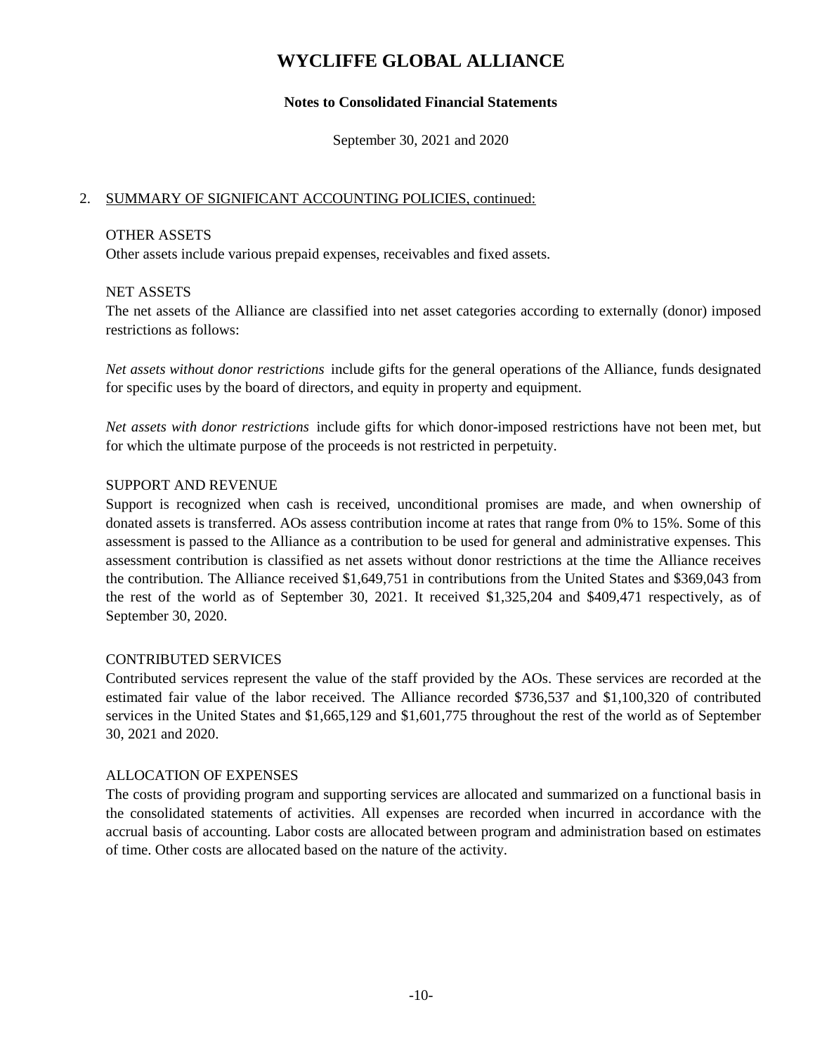# WYCLIFFE GLOBAL ALLIANCE

**Notes to Consolidated Financial Statements**

September 30, 2021 and 2020

2. SUMMARY OF SIGNIFICANT ACCOUNTING POLICIES, continued:

OTHER ASSETS

Other assets include various prepaid expenses, receivables and fixed assets.

NET ASSETS

The net assets of the Alliance are classified into net asset categories according to externally (donor) imposed restrictions as follows:

*Net assets without donor restrictions* include gifts for the general operations of the Alliance, funds designated for specific uses by the board of directors, and equity in property and equipment.

*Net assets with donor restrictions* include gifts for which donor-imposed restrictions have not been met, but for which the ultimate purpose of the proceeds is not restricted in perpetuity.

SUPPORT AND REVENUE

Support is recognized when cash is received, unconditional promises are made, and when ownership of donated assets is transferred. AOs assess contribution income at rates that range from 0% to 15%. Some of this assessment is passed to the Alliance as a contribution to be used for general and administrative expenses. This assessment contribution is classified as net assets without donor restrictions at the time the Alliance receives the contribution. The Alliance received $1,649,751 in contributions from the United States and $369,043 from the rest of the world as of September 30, 2021. It received $1,325,204 and $409,471 respectively, as of September 30, 2020.

CONTRIBUTED SERVICES

Contributed services represent the value of the staff provided by the AOs. These services are recorded at the estimated fair value of the labor received. The Alliance recorded $736,537 and $1,100,320 of contributed services in the United States and $1,665,129 and $1,601,775 throughout the rest of the world as of September 30, 2021 and 2020.

ALLOCATION OF EXPENSES

The costs of providing program and supporting services are allocated and summarized on a functional basis in the consolidated statements of activities. All expenses are recorded when incurred in accordance with the accrual basis of accounting. Labor costs are allocated between program and administration based on estimates of time. Other costs are allocated based on the nature of the activity.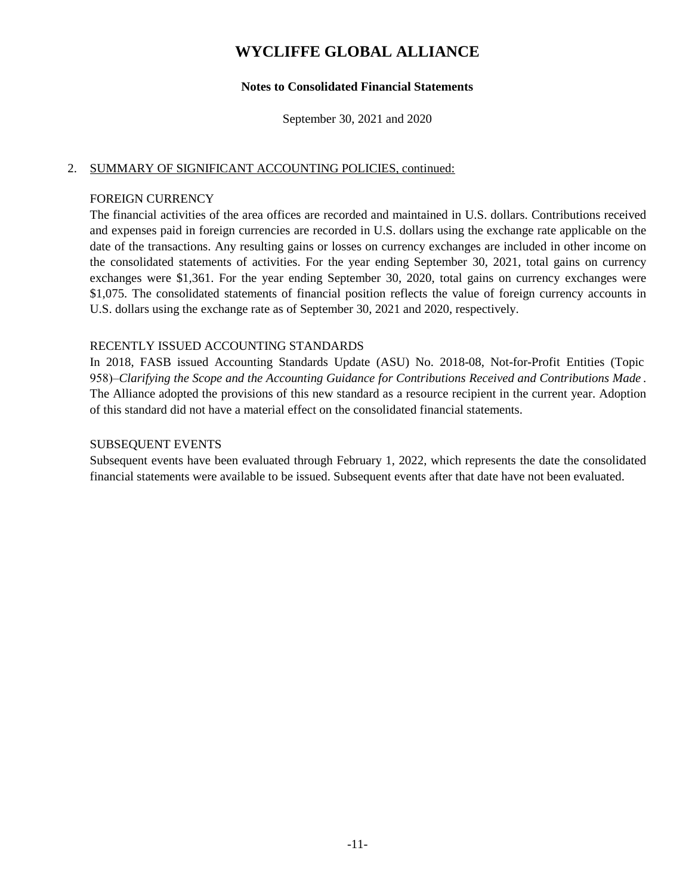# WYCLIFFE GLOBAL ALLIANCE

**Notes to Consolidated Financial Statements**

September 30, 2021 and 2020

2. <u>SUMMARY OF SIGNIFICANT ACCOUNTING POLICIES, continued:</u>

FOREIGN CURRENCY

The financial activities of the area offices are recorded and maintained in U.S. dollars. Contributions received and expenses paid in foreign currencies are recorded in U.S. dollars using the exchange rate applicable on the date of the transactions. Any resulting gains or losses on currency exchanges are included in other income on the consolidated statements of activities. For the year ending September 30, 2021, total gains on currency exchanges were $1,361. For the year ending September 30, 2020, total gains on currency exchanges were $1,075. The consolidated statements of financial position reflects the value of foreign currency accounts in U.S. dollars using the exchange rate as of September 30, 2021 and 2020, respectively.

RECENTLY ISSUED ACCOUNTING STANDARDS

In 2018, FASB issued Accounting Standards Update (ASU) No. 2018-08, Not-for-Profit Entities (Topic 958)–*Clarifying the Scope and the Accounting Guidance for Contributions Received and Contributions Made*. The Alliance adopted the provisions of this new standard as a resource recipient in the current year. Adoption of this standard did not have a material effect on the consolidated financial statements.

SUBSEQUENT EVENTS

Subsequent events have been evaluated through February 1, 2022, which represents the date the consolidated financial statements were available to be issued. Subsequent events after that date have not been evaluated.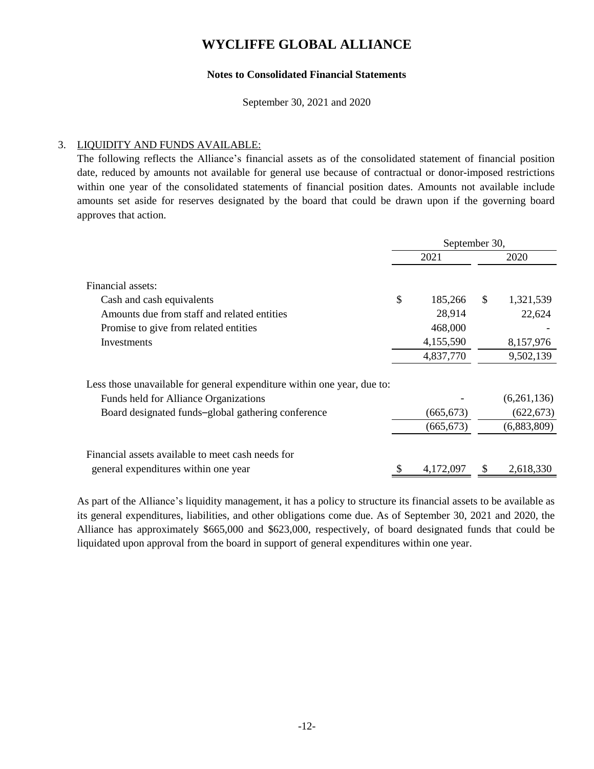# WYCLIFFE GLOBAL ALLIANCE

**Notes to Consolidated Financial Statements**

September 30, 2021 and 2020

3. LIQUIDITY AND FUNDS AVAILABLE:

The following reflects the Alliance's financial assets as of the consolidated statement of financial position date, reduced by amounts not available for general use because of contractual or donor-imposed restrictions within one year of the consolidated statements of financial position dates. Amounts not available include amounts set aside for reserves designated by the board that could be drawn upon if the governing board approves that action.

| | September 30, 2021 | September 30, 2020 |
|---|---|---|
| Financial assets: | | |
| Cash and cash equivalents | $ 185,266 | $ 1,321,539 |
| Amounts due from staff and related entities | 28,914 | 22,624 |
| Promise to give from related entities | 468,000 | - |
| Investments | 4,155,590 | 8,157,976 |
| | 4,837,770 | 9,502,139 |
| Less those unavailable for general expenditure within one year, due to: | | |
| Funds held for Alliance Organizations | - | (6,261,136) |
| Board designated funds–global gathering conference | (665,673) | (622,673) |
| | (665,673) | (6,883,809) |
| Financial assets available to meet cash needs for general expenditures within one year | $ 4,172,097 | $ 2,618,330 |

As part of the Alliance's liquidity management, it has a policy to structure its financial assets to be available as its general expenditures, liabilities, and other obligations come due. As of September 30, 2021 and 2020, the Alliance has approximately $665,000 and $623,000, respectively, of board designated funds that could be liquidated upon approval from the board in support of general expenditures within one year.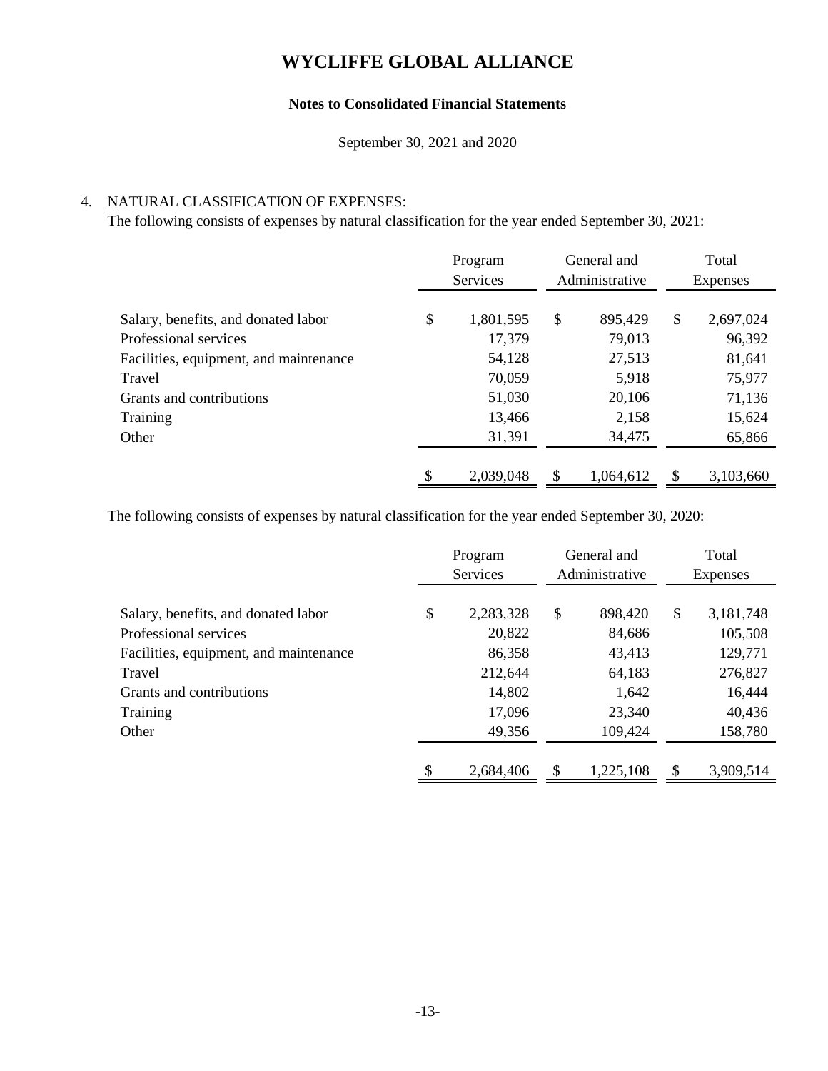# WYCLIFFE GLOBAL ALLIANCE

**Notes to Consolidated Financial Statements**

September 30, 2021 and 2020

4. NATURAL CLASSIFICATION OF EXPENSES:

The following consists of expenses by natural classification for the year ended September 30, 2021:

| | Program Services | General and Administrative | Total Expenses |
|---|---|---|---|
| Salary, benefits, and donated labor | $ 1,801,595 | $ 895,429 | $ 2,697,024 |
| Professional services | 17,379 | 79,013 | 96,392 |
| Facilities, equipment, and maintenance | 54,128 | 27,513 | 81,641 |
| Travel | 70,059 | 5,918 | 75,977 |
| Grants and contributions | 51,030 | 20,106 | 71,136 |
| Training | 13,466 | 2,158 | 15,624 |
| Other | 31,391 | 34,475 | 65,866 |
| | $ 2,039,048 | $ 1,064,612 | $ 3,103,660 |

The following consists of expenses by natural classification for the year ended September 30, 2020:

| | Program Services | General and Administrative | Total Expenses |
|---|---|---|---|
| Salary, benefits, and donated labor | $ 2,283,328 | $ 898,420 | $ 3,181,748 |
| Professional services | 20,822 | 84,686 | 105,508 |
| Facilities, equipment, and maintenance | 86,358 | 43,413 | 129,771 |
| Travel | 212,644 | 64,183 | 276,827 |
| Grants and contributions | 14,802 | 1,642 | 16,444 |
| Training | 17,096 | 23,340 | 40,436 |
| Other | 49,356 | 109,424 | 158,780 |
| | $ 2,684,406 | $ 1,225,108 | $ 3,909,514 |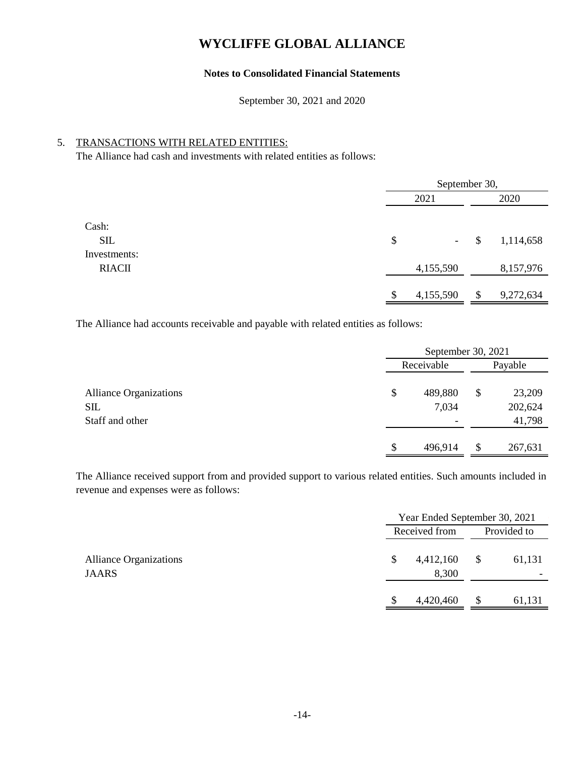# WYCLIFFE GLOBAL ALLIANCE

**Notes to Consolidated Financial Statements**

September 30, 2021 and 2020

5. TRANSACTIONS WITH RELATED ENTITIES:

The Alliance had cash and investments with related entities as follows:

| | September 30, | |
|---|---|---|
| | 2021 | 2020 |
| Cash: | | |
| SIL | $ - | $ 1,114,658 |
| Investments: | | |
| RIACII | 4,155,590 | 8,157,976 |
| | $ 4,155,590 | $ 9,272,634 |

The Alliance had accounts receivable and payable with related entities as follows:

| | September 30, 2021 | |
|---|---|---|
| | Receivable | Payable |
| Alliance Organizations | $ 489,880 | $ 23,209 |
| SIL | 7,034 | 202,624 |
| Staff and other | - | 41,798 |
| | $ 496,914 | $ 267,631 |

The Alliance received support from and provided support to various related entities. Such amounts included in revenue and expenses were as follows:

| | Year Ended September 30, 2021 | |
|---|---|---|
| | Received from | Provided to |
| Alliance Organizations | $ 4,412,160 | $ 61,131 |
| JAARS | 8,300 | - |
| | $ 4,420,460 | $ 61,131 |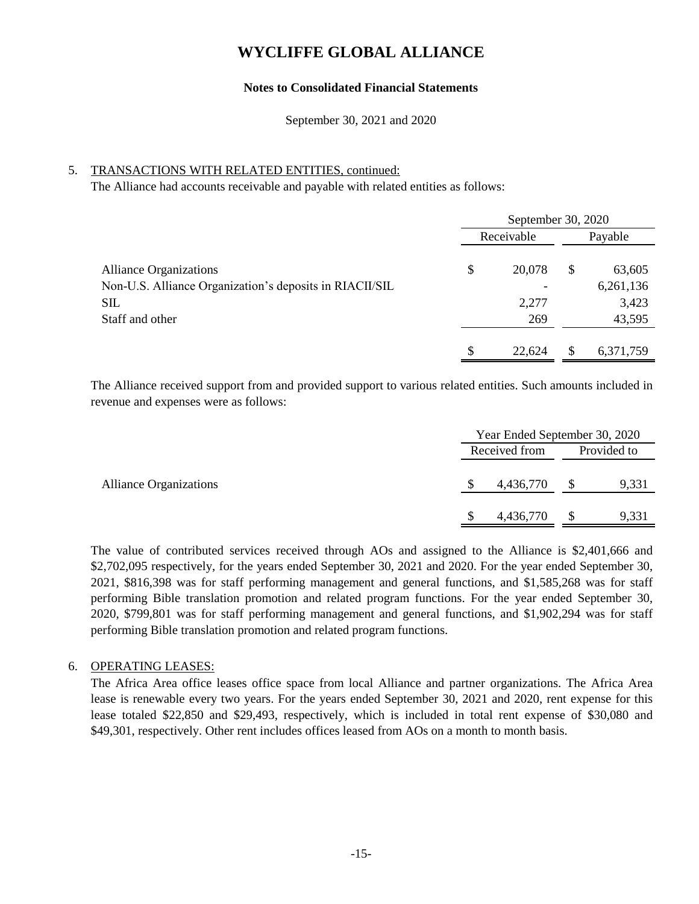# WYCLIFFE GLOBAL ALLIANCE

**Notes to Consolidated Financial Statements**

September 30, 2021 and 2020

5. TRANSACTIONS WITH RELATED ENTITIES, continued:

The Alliance had accounts receivable and payable with related entities as follows:

| | September 30, 2020 | |
|---|---|---|
| | Receivable | Payable |
| Alliance Organizations | $ 20,078 | $ 63,605 |
| Non-U.S. Alliance Organization's deposits in RIACII/SIL | - | 6,261,136 |
| SIL | 2,277 | 3,423 |
| Staff and other | 269 | 43,595 |
| | $ 22,624 | $ 6,371,759 |

The Alliance received support from and provided support to various related entities. Such amounts included in revenue and expenses were as follows:

| | Year Ended September 30, 2020 | |
|---|---|---|
| | Received from | Provided to |
| Alliance Organizations | $ 4,436,770 | $ 9,331 |
| | $ 4,436,770 | $ 9,331 |

The value of contributed services received through AOs and assigned to the Alliance is $2,401,666 and $2,702,095 respectively, for the years ended September 30, 2021 and 2020. For the year ended September 30, 2021, $816,398 was for staff performing management and general functions, and $1,585,268 was for staff performing Bible translation promotion and related program functions. For the year ended September 30, 2020, $799,801 was for staff performing management and general functions, and $1,902,294 was for staff performing Bible translation promotion and related program functions.

6. OPERATING LEASES:

The Africa Area office leases office space from local Alliance and partner organizations. The Africa Area lease is renewable every two years. For the years ended September 30, 2021 and 2020, rent expense for this lease totaled $22,850 and $29,493, respectively, which is included in total rent expense of $30,080 and $49,301, respectively. Other rent includes offices leased from AOs on a month to month basis.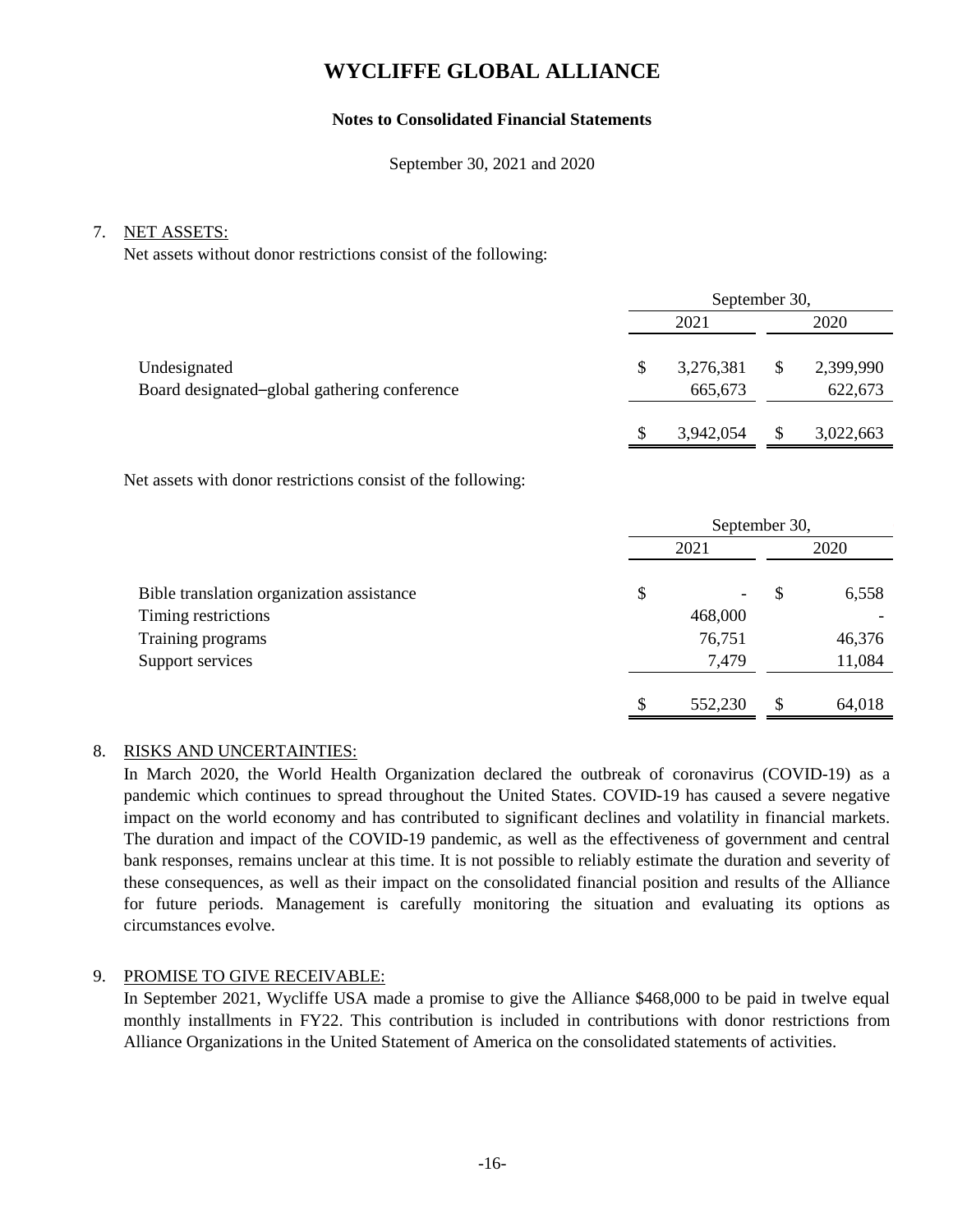# WYCLIFFE GLOBAL ALLIANCE

**Notes to Consolidated Financial Statements**

September 30, 2021 and 2020

7. NET ASSETS:

Net assets without donor restrictions consist of the following:

| | September 30, | |
|---|---|---|
| | 2021 | 2020 |
| Undesignated | $ 3,276,381 | $ 2,399,990 |
| Board designated–global gathering conference | 665,673 | 622,673 |
| | $ 3,942,054 | $ 3,022,663 |

Net assets with donor restrictions consist of the following:

| | September 30, | |
|---|---|---|
| | 2021 | 2020 |
| Bible translation organization assistance | $ - | $ 6,558 |
| Timing restrictions | 468,000 | - |
| Training programs | 76,751 | 46,376 |
| Support services | 7,479 | 11,084 |
| | $ 552,230 | $ 64,018 |

8. RISKS AND UNCERTAINTIES:

In March 2020, the World Health Organization declared the outbreak of coronavirus (COVID-19) as a pandemic which continues to spread throughout the United States. COVID-19 has caused a severe negative impact on the world economy and has contributed to significant declines and volatility in financial markets. The duration and impact of the COVID-19 pandemic, as well as the effectiveness of government and central bank responses, remains unclear at this time. It is not possible to reliably estimate the duration and severity of these consequences, as well as their impact on the consolidated financial position and results of the Alliance for future periods. Management is carefully monitoring the situation and evaluating its options as circumstances evolve.

9. PROMISE TO GIVE RECEIVABLE:

In September 2021, Wycliffe USA made a promise to give the Alliance $468,000 to be paid in twelve equal monthly installments in FY22. This contribution is included in contributions with donor restrictions from Alliance Organizations in the United Statement of America on the consolidated statements of activities.